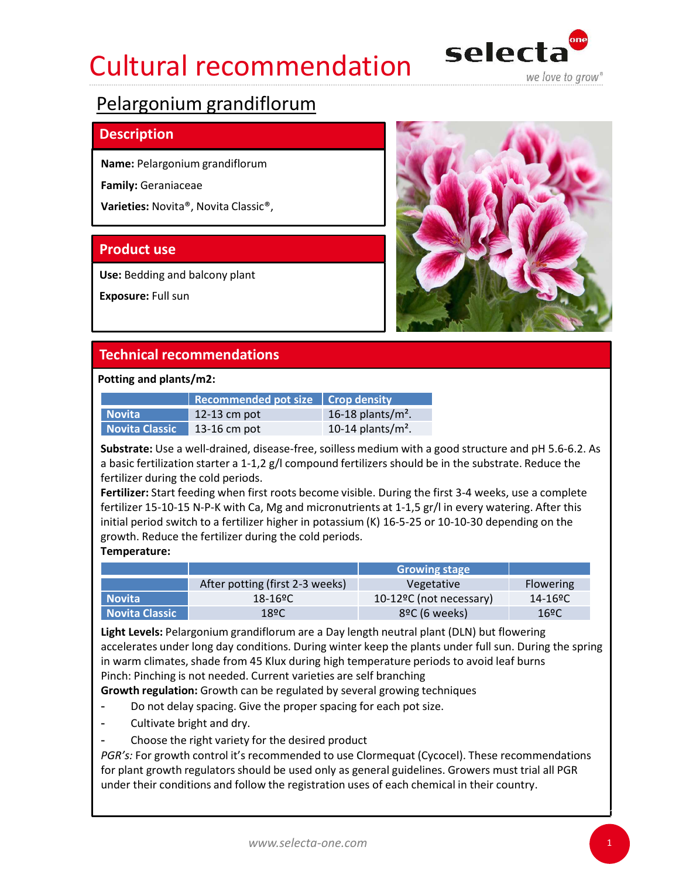# Cultural recommendation

selecta one — we love to grow®

## Pelargonium grandiflorum

### Description

**Name:** Pelargonium grandiflorum

**Family:** Geraniaceae

**Varieties:** Novita®, Novita Classic®,

### Product use

**Use:** Bedding and balcony plant

**Exposure:** Full sun

### Technical recommendations

**Potting and plants/m2:**

| | Recommended pot size | Crop density |
|---|---|---|
| Novita | 12-13 cm pot | 16-18 plants/m². |
| Novita Classic | 13-16 cm pot | 10-14 plants/m². |

**Substrate:** Use a well-drained, disease-free, soilless medium with a good structure and pH 5.6-6.2. As a basic fertilization starter a 1-1,2 g/l compound fertilizers should be in the substrate. Reduce the fertilizer during the cold periods.

**Fertilizer:** Start feeding when first roots become visible. During the first 3-4 weeks, use a complete fertilizer 15-10-15 N-P-K with Ca, Mg and micronutrients at 1-1,5 gr/l in every watering. After this initial period switch to a fertilizer higher in potassium (K) 16-5-25 or 10-10-30 depending on the growth. Reduce the fertilizer during the cold periods.

**Temperature:**

| | | Growing stage | |
|---|---|---|---|
| | After potting (first 2-3 weeks) | Vegetative | Flowering |
| Novita | 18-16ºC | 10-12ºC (not necessary) | 14-16ºC |
| Novita Classic | 18ºC | 8ºC (6 weeks) | 16ºC |

**Light Levels:** Pelargonium grandiflorum are a Day length neutral plant (DLN) but flowering accelerates under long day conditions. During winter keep the plants under full sun. During the spring in warm climates, shade from 45 Klux during high temperature periods to avoid leaf burns

Pinch: Pinching is not needed. Current varieties are self branching

**Growth regulation:** Growth can be regulated by several growing techniques

- Do not delay spacing. Give the proper spacing for each pot size.
- Cultivate bright and dry.
- Choose the right variety for the desired product

*PGR's:* For growth control it's recommended to use Clormequat (Cycocel). These recommendations for plant growth regulators should be used only as general guidelines. Growers must trial all PGR under their conditions and follow the registration uses of each chemical in their country.

www.selecta-one.com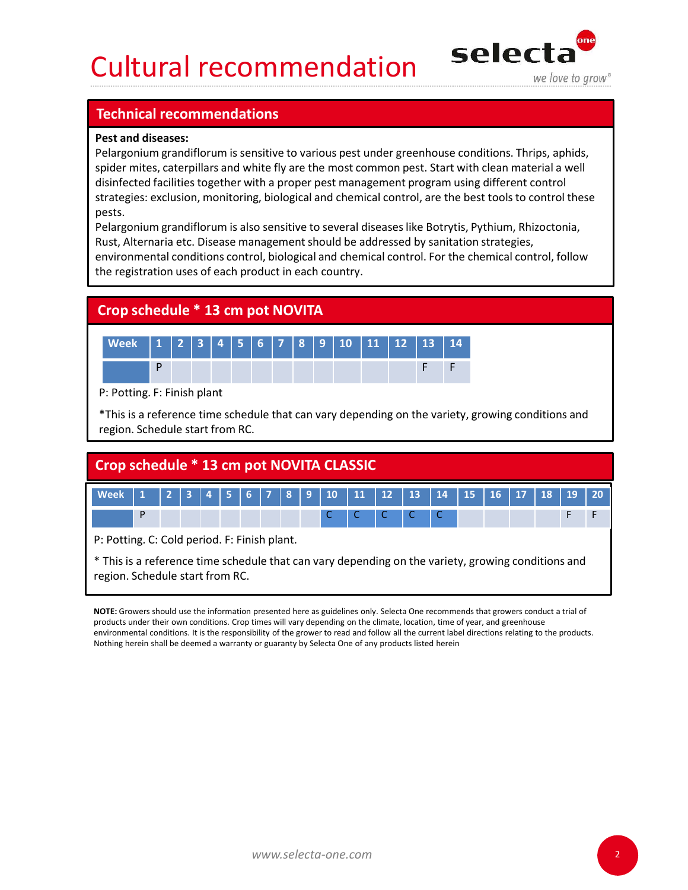# Cultural recommendation

## Technical recommendations

**Pest and diseases:**
Pelargonium grandiflorum is sensitive to various pest under greenhouse conditions. Thrips, aphids, spider mites, caterpillars and white fly are the most common pest. Start with clean material a well disinfected facilities together with a proper pest management program using different control strategies: exclusion, monitoring, biological and chemical control, are the best tools to control these pests.
Pelargonium grandiflorum is also sensitive to several diseases like Botrytis, Pythium, Rhizoctonia, Rust, Alternaria etc. Disease management should be addressed by sanitation strategies, environmental conditions control, biological and chemical control. For the chemical control, follow the registration uses of each product in each country.

## Crop schedule * 13 cm pot NOVITA

| Week | 1 | 2 | 3 | 4 | 5 | 6 | 7 | 8 | 9 | 10 | 11 | 12 | 13 | 14 |
|---|---|---|---|---|---|---|---|---|---|---|---|---|---|---|
| | P | | | | | | | | | | | | F | F |

P: Potting. F: Finish plant

*This is a reference time schedule that can vary depending on the variety, growing conditions and region. Schedule start from RC.

## Crop schedule * 13 cm pot NOVITA CLASSIC

| Week | 1 | 2 | 3 | 4 | 5 | 6 | 7 | 8 | 9 | 10 | 11 | 12 | 13 | 14 | 15 | 16 | 17 | 18 | 19 | 20 |
|---|---|---|---|---|---|---|---|---|---|---|---|---|---|---|---|---|---|---|---|---|
| | P | | | | | | | | | C | C | C | C | C | | | | | F | F |

P: Potting. C: Cold period. F: Finish plant.

* This is a reference time schedule that can vary depending on the variety, growing conditions and region. Schedule start from RC.

**NOTE:** Growers should use the information presented here as guidelines only. Selecta One recommends that growers conduct a trial of products under their own conditions. Crop times will vary depending on the climate, location, time of year, and greenhouse environmental conditions. It is the responsibility of the grower to read and follow all the current label directions relating to the products. Nothing herein shall be deemed a warranty or guaranty by Selecta One of any products listed herein